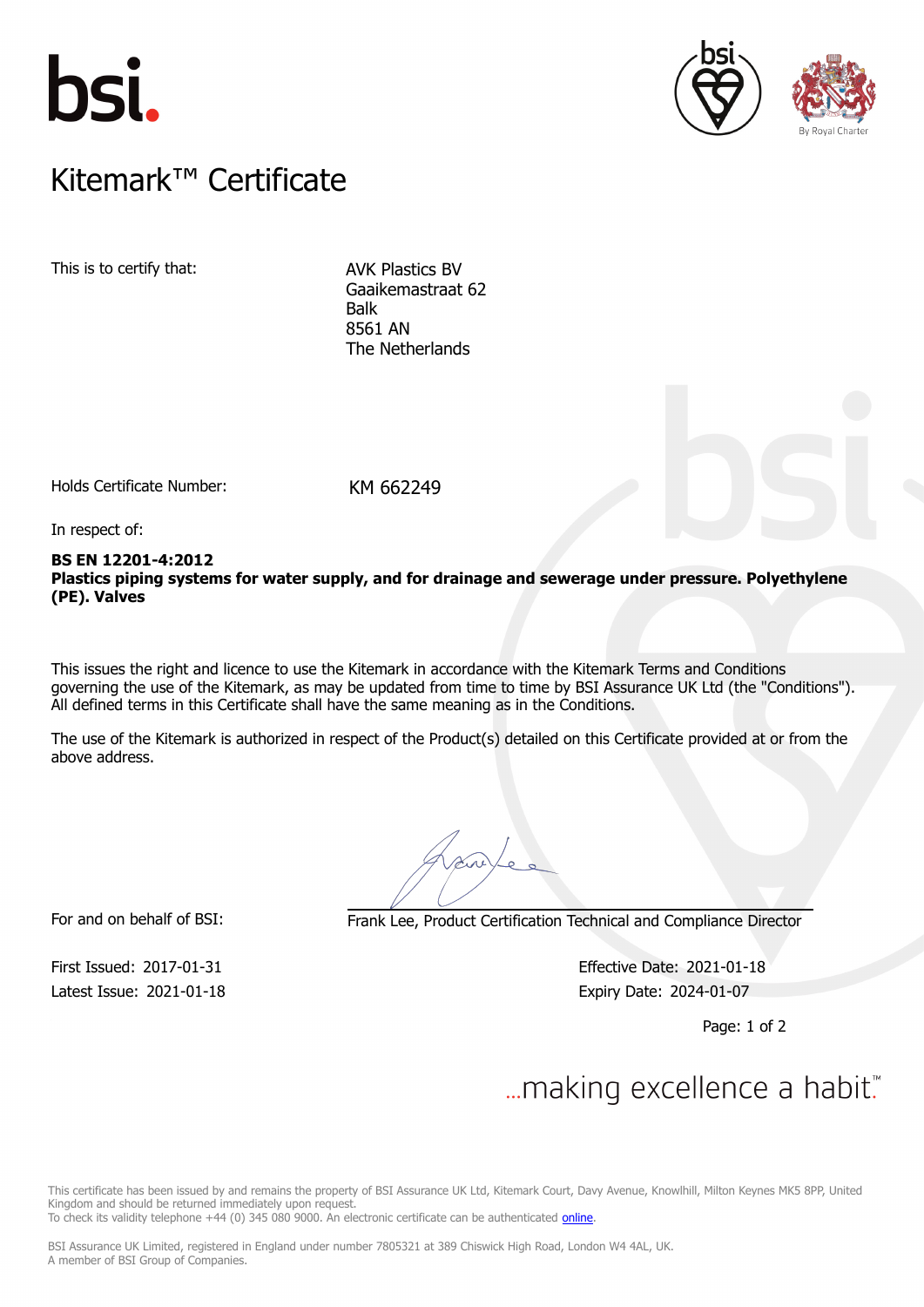# Kitemark™ Certificate

This is to certify that: AVK Plastics BV
Gaaikemastraat 62
Balk
8561 AN
The Netherlands

Holds Certificate Number: KM 662249

In respect of:

**BS EN 12201-4:2012**
**Plastics piping systems for water supply, and for drainage and sewerage under pressure. Polyethylene (PE). Valves**

This issues the right and licence to use the Kitemark in accordance with the Kitemark Terms and Conditions governing the use of the Kitemark, as may be updated from time to time by BSI Assurance UK Ltd (the "Conditions"). All defined terms in this Certificate shall have the same meaning as in the Conditions.

The use of the Kitemark is authorized in respect of the Product(s) detailed on this Certificate provided at or from the above address.

For and on behalf of BSI: Frank Lee, Product Certification Technical and Compliance Director

First Issued: 2017-01-31
Latest Issue: 2021-01-18

Effective Date: 2021-01-18
Expiry Date: 2024-01-07

...making excellence a habit.™

This certificate has been issued by and remains the property of BSI Assurance UK Ltd, Kitemark Court, Davy Avenue, Knowlhill, Milton Keynes MK5 8PP, United Kingdom and should be returned immediately upon request.
To check its validity telephone +44 (0) 345 080 9000. An electronic certificate can be authenticated online.

BSI Assurance UK Limited, registered in England under number 7805321 at 389 Chiswick High Road, London W4 4AL, UK.
A member of BSI Group of Companies.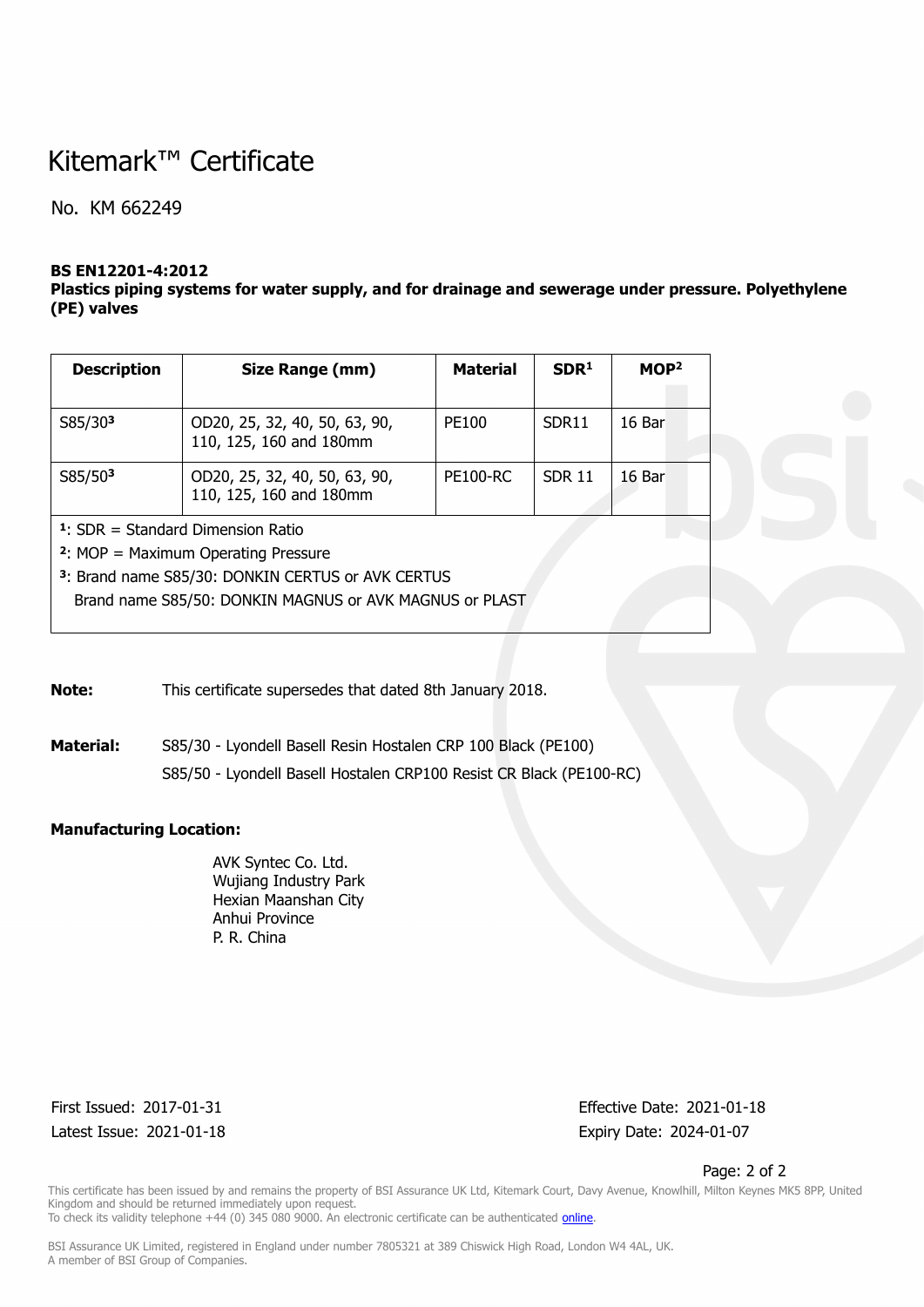# Kitemark™ Certificate

No. KM 662249

**BS EN12201-4:2012**
**Plastics piping systems for water supply, and for drainage and sewerage under pressure. Polyethylene (PE) valves**

| Description | Size Range (mm) | Material | SDR[1] | MOP[2] |
|---|---|---|---|---|
| S85/30[3] | OD20, 25, 32, 40, 50, 63, 90, 110, 125, 160 and 180mm | PE100 | SDR11 | 16 Bar |
| S85/50[3] | OD20, 25, 32, 40, 50, 63, 90, 110, 125, 160 and 180mm | PE100-RC | SDR 11 | 16 Bar |

[1]: SDR = Standard Dimension Ratio
[2]: MOP = Maximum Operating Pressure
[3]: Brand name S85/30: DONKIN CERTUS or AVK CERTUS
Brand name S85/50: DONKIN MAGNUS or AVK MAGNUS or PLAST

**Note:** This certificate supersedes that dated 8th January 2018.

**Material:** S85/30 - Lyondell Basell Resin Hostalen CRP 100 Black (PE100)
S85/50 - Lyondell Basell Hostalen CRP100 Resist CR Black (PE100-RC)

**Manufacturing Location:**

AVK Syntec Co. Ltd.
Wujiang Industry Park
Hexian Maanshan City
Anhui Province
P. R. China

First Issued: 2017-01-31
Latest Issue: 2021-01-18

Effective Date: 2021-01-18
Expiry Date: 2024-01-07

This certificate has been issued by and remains the property of BSI Assurance UK Ltd, Kitemark Court, Davy Avenue, Knowlhill, Milton Keynes MK5 8PP, United Kingdom and should be returned immediately upon request.
To check its validity telephone +44 (0) 345 080 9000. An electronic certificate can be authenticated online.

BSI Assurance UK Limited, registered in England under number 7805321 at 389 Chiswick High Road, London W4 4AL, UK.
A member of BSI Group of Companies.